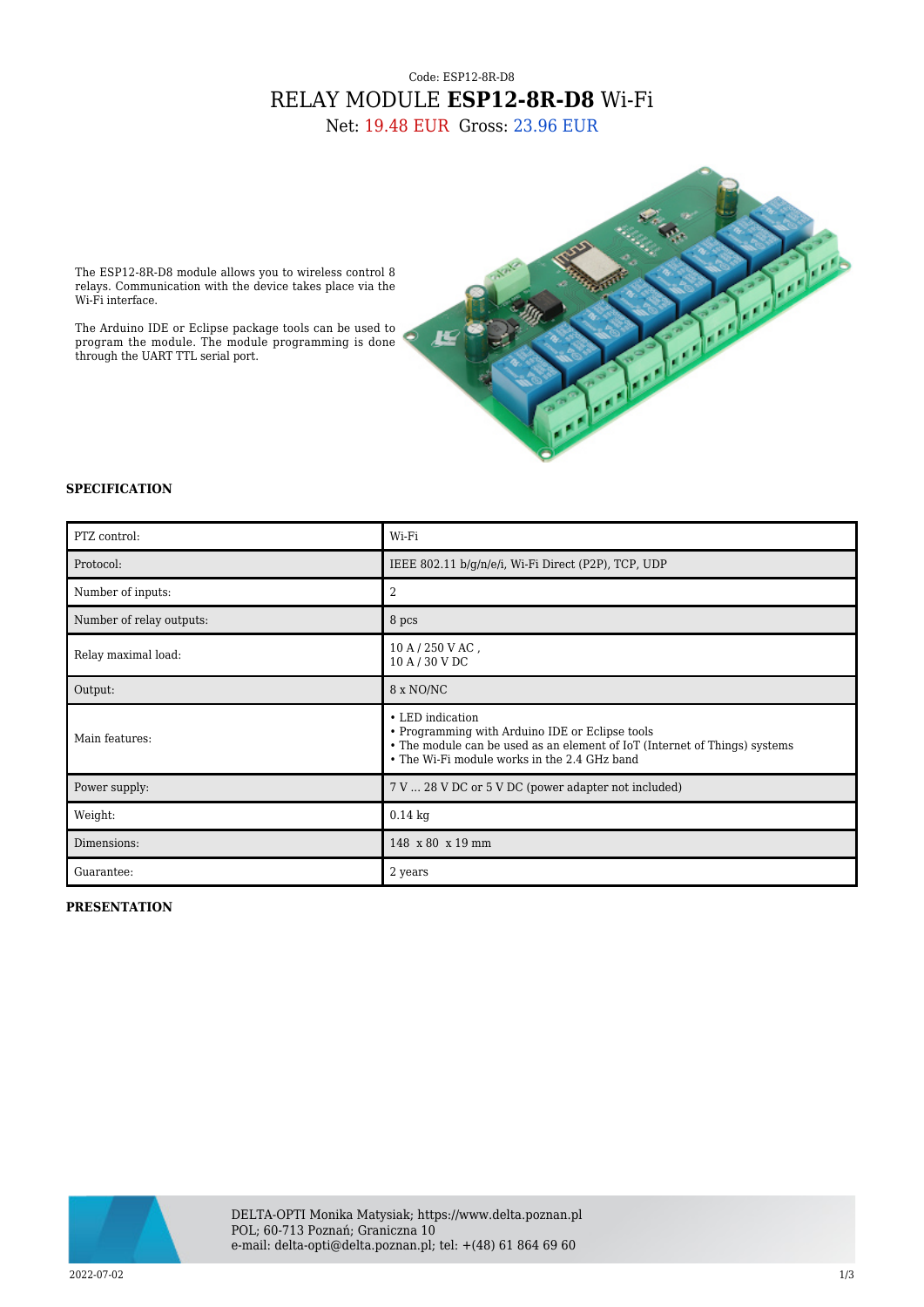Code: ESP12-8R-D8

# RELAY MODULE **ESP12-8R-D8** Wi-Fi

Net: 19.48 EUR Gross: 23.96 EUR

The ESP12-8R-D8 module allows you to wireless control 8 relays. Communication with the device takes place via the Wi-Fi interface.

The Arduino IDE or Eclipse package tools can be used to program the module. The module programming is done through the UART TTL serial port.

## SPECIFICATION

| | |
|---|---|
| PTZ control: | Wi-Fi |
| Protocol: | IEEE 802.11 b/g/n/e/i, Wi-Fi Direct (P2P), TCP, UDP |
| Number of inputs: | 2 |
| Number of relay outputs: | 8 pcs |
| Relay maximal load: | 10 A / 250 V AC ,<br>10 A / 30 V DC |
| Output: | 8 x NO/NC |
| Main features: | • LED indication<br>• Programming with Arduino IDE or Eclipse tools<br>• The module can be used as an element of IoT (Internet of Things) systems<br>• The Wi-Fi module works in the 2.4 GHz band |
| Power supply: | 7 V ... 28 V DC or 5 V DC (power adapter not included) |
| Weight: | 0.14 kg |
| Dimensions: | 148 x 80 x 19 mm |
| Guarantee: | 2 years |

## PRESENTATION

DELTA-OPTI Monika Matysiak; https://www.delta.poznan.pl
POL; 60-713 Poznań; Graniczna 10
e-mail: delta-opti@delta.poznan.pl; tel: +(48) 61 864 69 60

2022-07-02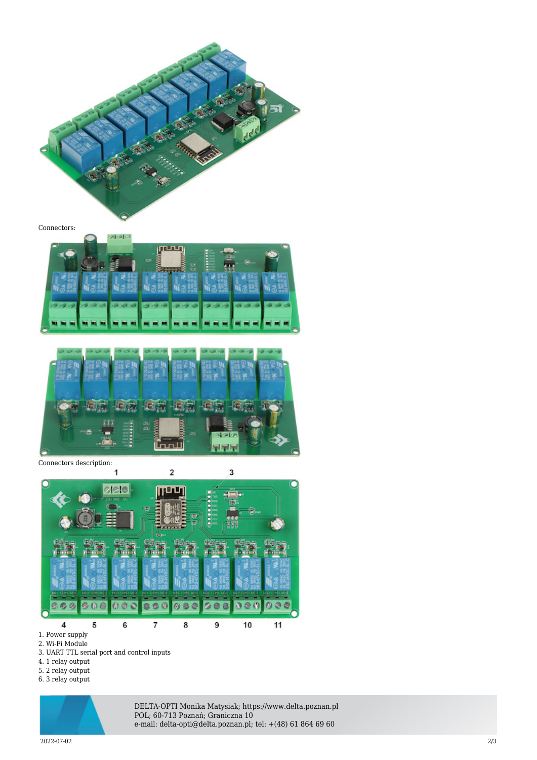Connectors:

Connectors description:

1. Power supply
2. Wi-Fi Module
3. UART TTL serial port and control inputs
4. 1 relay output
5. 2 relay output
6. 3 relay output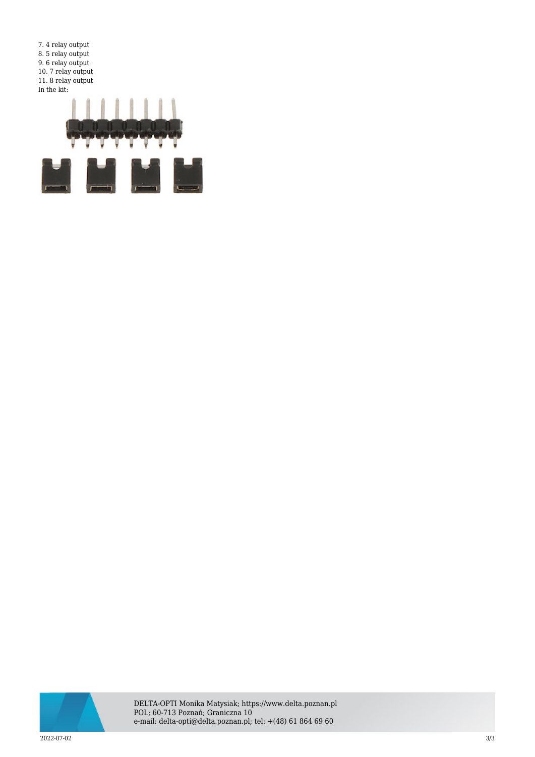7. 4 relay output
8. 5 relay output
9. 6 relay output
10. 7 relay output
11. 8 relay output

In the kit: